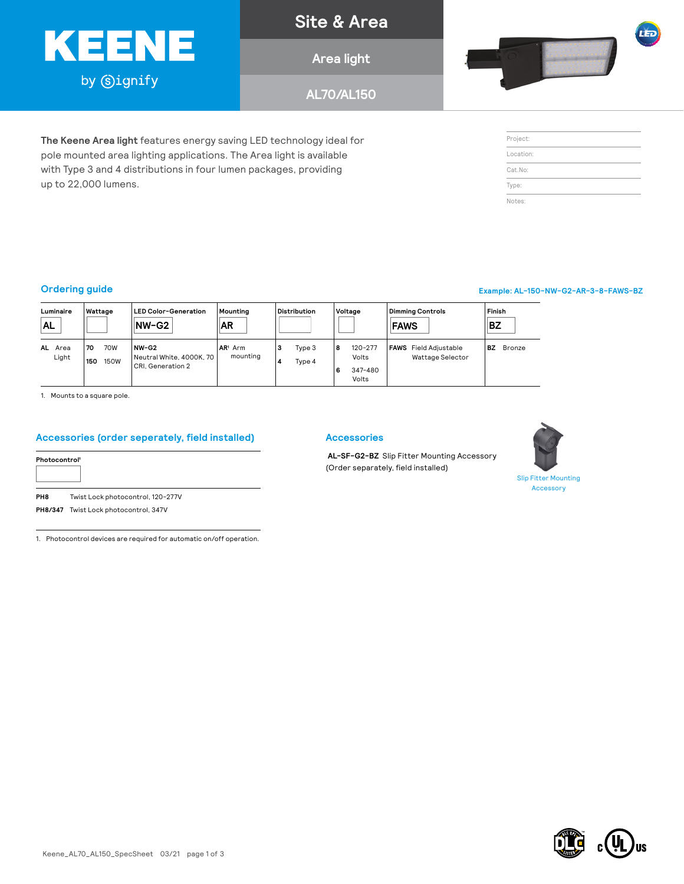# KEENE

by Signify

## Site & Area

### Area light

### AL70/AL150

**The Keene Area light** features energy saving LED technology ideal for pole mounted area lighting applications. The Area light is available with Type 3 and 4 distributions in four lumen packages, providing up to 22,000 lumens.

Project:

Location:

Cat.No:

Type:

Notes:

## Ordering guide

Example: AL-150-NW-G2-AR-3-8-FAWS-BZ

| Luminaire | Wattage | LED Color-Generation | Mounting | Distribution | Voltage | Dimming Controls | Finish |
|---|---|---|---|---|---|---|---|
| AL | | NW-G2 | AR | | | FAWS | BZ |
| **AL** Area Light | **70** 70W<br>**150** 150W | **NW-G2** Neutral White, 4000K, 70 CRI, Generation 2 | **AR**[1] Arm mounting | **3** Type 3<br>**4** Type 4 | **8** 120-277 Volts<br>**6** 347-480 Volts | **FAWS** Field Adjustable Wattage Selector | **BZ** Bronze |

1. Mounts to a square pole.

## Accessories (order seperately, field installed)

| Photocontrol[1] | |
|---|---|
| **PH8** | Twist Lock photocontrol, 120-277V |
| **PH8/347** | Twist Lock photocontrol, 347V |

1. Photocontrol devices are required for automatic on/off operation.

## Accessories

**AL-SF-G2-BZ** Slip Fitter Mounting Accessory (Order separately, field installed)

Slip Fitter Mounting Accessory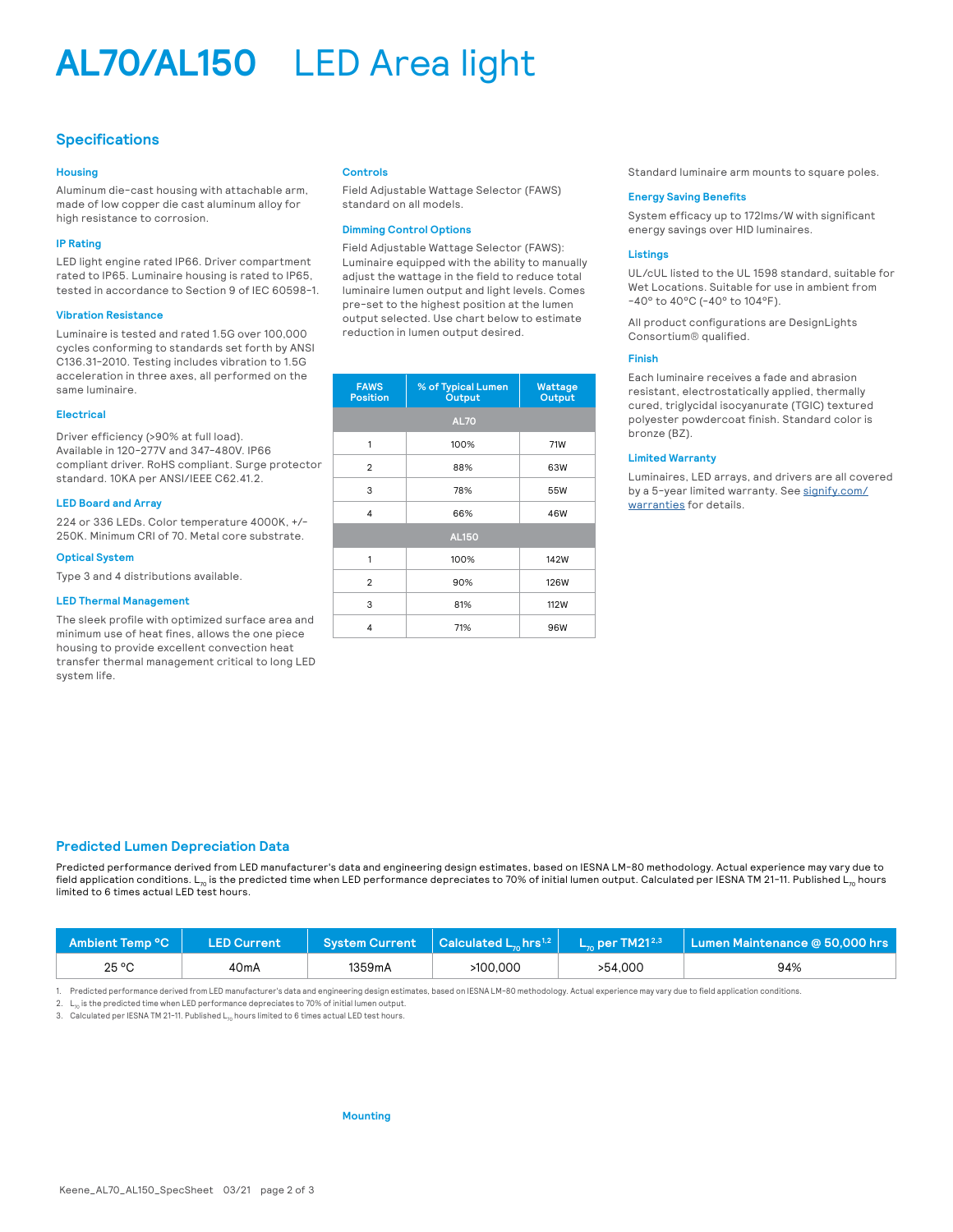# AL70/AL150 LED Area light

## Specifications

### Housing

Aluminum die-cast housing with attachable arm, made of low copper die cast aluminum alloy for high resistance to corrosion.

### IP Rating

LED light engine rated IP66. Driver compartment rated to IP65. Luminaire housing is rated to IP65, tested in accordance to Section 9 of IEC 60598-1.

### Vibration Resistance

Luminaire is tested and rated 1.5G over 100,000 cycles conforming to standards set forth by ANSI C136.31-2010. Testing includes vibration to 1.5G acceleration in three axes, all performed on the same luminaire.

### Electrical

Driver efficiency (>90% at full load).
Available in 120-277V and 347-480V. IP66 compliant driver. RoHS compliant. Surge protector standard. 10KA per ANSI/IEEE C62.41.2.

### LED Board and Array

224 or 336 LEDs. Color temperature 4000K, +/- 250K. Minimum CRI of 70. Metal core substrate.

### Optical System

Type 3 and 4 distributions available.

### LED Thermal Management

The sleek profile with optimized surface area and minimum use of heat fines, allows the one piece housing to provide excellent convection heat transfer thermal management critical to long LED system life.

### Controls

Field Adjustable Wattage Selector (FAWS) standard on all models.

### Dimming Control Options

Field Adjustable Wattage Selector (FAWS): Luminaire equipped with the ability to manually adjust the wattage in the field to reduce total luminaire lumen output and light levels. Comes pre-set to the highest position at the lumen output selected. Use chart below to estimate reduction in lumen output desired.

| FAWS Position | % of Typical Lumen Output | Wattage Output |
|---|---|---|
| **AL70** | | |
| 1 | 100% | 71W |
| 2 | 88% | 63W |
| 3 | 78% | 55W |
| 4 | 66% | 46W |
| **AL150** | | |
| 1 | 100% | 142W |
| 2 | 90% | 126W |
| 3 | 81% | 112W |
| 4 | 71% | 96W |

### Mounting

Standard luminaire arm mounts to square poles.

### Energy Saving Benefits

System efficacy up to 172lms/W with significant energy savings over HID luminaires.

### Listings

UL/cUL listed to the UL 1598 standard, suitable for Wet Locations. Suitable for use in ambient from -40° to 40°C (-40° to 104°F).

All product configurations are DesignLights Consortium® qualified.

### Finish

Each luminaire receives a fade and abrasion resistant, electrostatically applied, thermally cured, triglycidal isocyanurate (TGIC) textured polyester powdercoat finish. Standard color is bronze (BZ).

### Limited Warranty

Luminaires, LED arrays, and drivers are all covered by a 5-year limited warranty. See signify.com/warranties for details.

## Predicted Lumen Depreciation Data

Predicted performance derived from LED manufacturer's data and engineering design estimates, based on IESNA LM-80 methodology. Actual experience may vary due to field application conditions. $L_{70}$ is the predicted time when LED performance depreciates to 70% of initial lumen output. Calculated per IESNA TM 21-11. Published $L_{70}$ hours limited to 6 times actual LED test hours.

| Ambient Temp °C | LED Current | System Current | Calculated $L_{70}$ hrs[1,2] | $L_{70}$ per TM21[2,3] | Lumen Maintenance @ 50,000 hrs |
|---|---|---|---|---|---|
| 25 °C | 40mA | 1359mA | >100,000 | >54,000 | 94% |

1. Predicted performance derived from LED manufacturer's data and engineering design estimates, based on IESNA LM-80 methodology. Actual experience may vary due to field application conditions.
2. $L_{70}$ is the predicted time when LED performance depreciates to 70% of initial lumen output.
3. Calculated per IESNA TM 21-11. Published $L_{70}$ hours limited to 6 times actual LED test hours.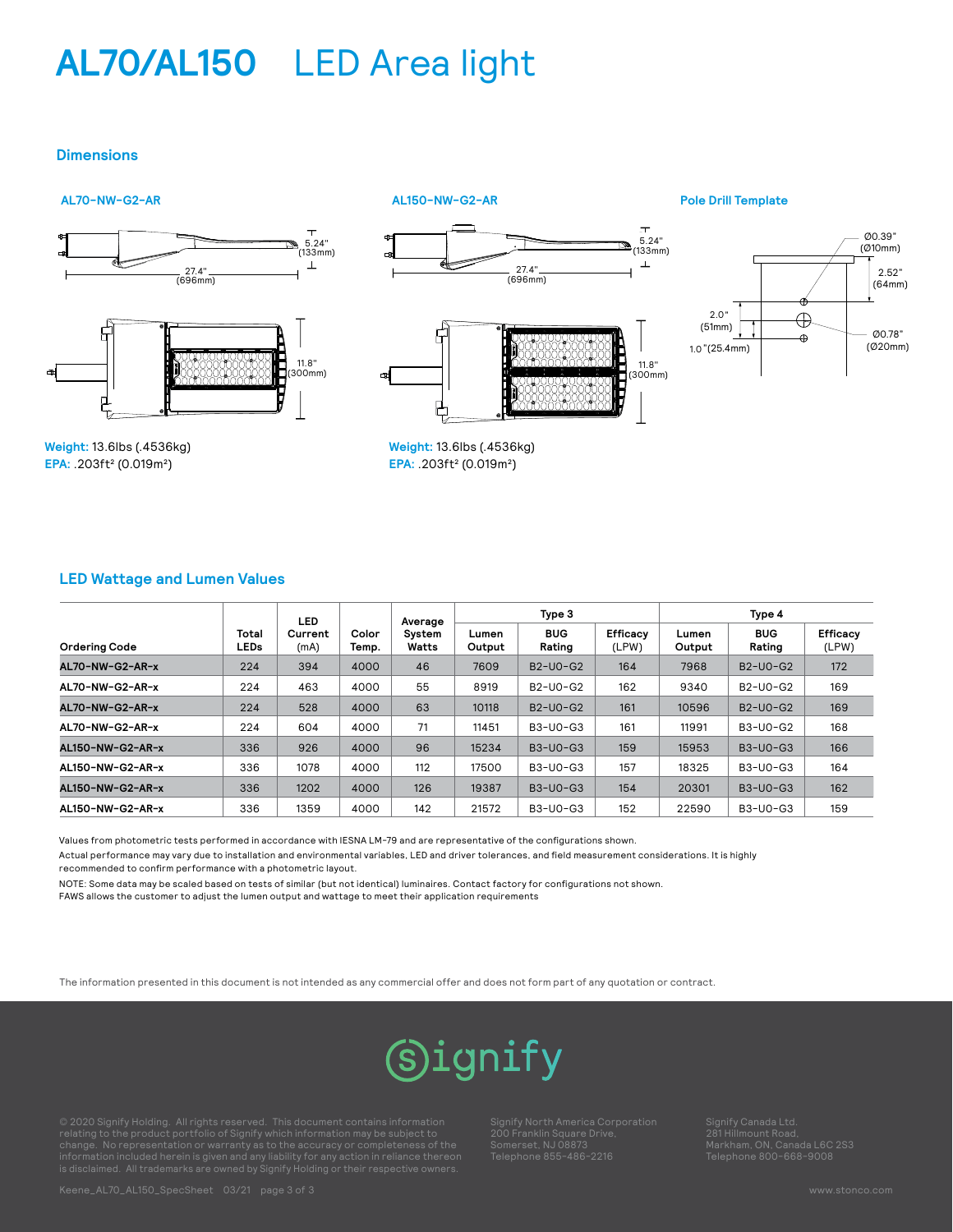# AL70/AL150 LED Area light

## Dimensions

### AL70-NW-G2-AR

5.24" (133mm)

27.4" (696mm)

11.8" (300mm)

**Weight:** 13.6lbs (.4536kg)
**EPA:** .203ft² (0.019m²)

### AL150-NW-G2-AR

5.24" (133mm)

27.4" (696mm)

11.8" (300mm)

**Weight:** 13.6lbs (.4536kg)
**EPA:** .203ft² (0.019m²)

### Pole Drill Template

Ø0.39" (Ø10mm)

2.52" (64mm)

2.0" (51mm)

1.0"(25.4mm)

Ø0.78" (Ø20mm)

## LED Wattage and Lumen Values

| Ordering Code | Total LEDs | LED Current (mA) | Color Temp. | Average System Watts | Type 3 | | | Type 4 | | |
|---|---|---|---|---|---|---|---|---|---|---|
| | | | | | Lumen Output | BUG Rating | Efficacy (LPW) | Lumen Output | BUG Rating | Efficacy (LPW) |
| AL70-NW-G2-AR-x | 224 | 394 | 4000 | 46 | 7609 | B2-U0-G2 | 164 | 7968 | B2-U0-G2 | 172 |
| AL70-NW-G2-AR-x | 224 | 463 | 4000 | 55 | 8919 | B2-U0-G2 | 162 | 9340 | B2-U0-G2 | 169 |
| AL70-NW-G2-AR-x | 224 | 528 | 4000 | 63 | 10118 | B2-U0-G2 | 161 | 10596 | B2-U0-G2 | 169 |
| AL70-NW-G2-AR-x | 224 | 604 | 4000 | 71 | 11451 | B3-U0-G3 | 161 | 11991 | B3-U0-G2 | 168 |
| AL150-NW-G2-AR-x | 336 | 926 | 4000 | 96 | 15234 | B3-U0-G3 | 159 | 15953 | B3-U0-G3 | 166 |
| AL150-NW-G2-AR-x | 336 | 1078 | 4000 | 112 | 17500 | B3-U0-G3 | 157 | 18325 | B3-U0-G3 | 164 |
| AL150-NW-G2-AR-x | 336 | 1202 | 4000 | 126 | 19387 | B3-U0-G3 | 154 | 20301 | B3-U0-G3 | 162 |
| AL150-NW-G2-AR-x | 336 | 1359 | 4000 | 142 | 21572 | B3-U0-G3 | 152 | 22590 | B3-U0-G3 | 159 |

Values from photometric tests performed in accordance with IESNA LM-79 and are representative of the configurations shown.

Actual performance may vary due to installation and environmental variables, LED and driver tolerances, and field measurement considerations. It is highly recommended to confirm performance with a photometric layout.

NOTE: Some data may be scaled based on tests of similar (but not identical) luminaires. Contact factory for configurations not shown.

FAWS allows the customer to adjust the lumen output and wattage to meet their application requirements

The information presented in this document is not intended as any commercial offer and does not form part of any quotation or contract.

Signify

© 2020 Signify Holding. All rights reserved. This document contains information relating to the product portfolio of Signify which information may be subject to change. No representation or warranty as to the accuracy or completeness of the information included herein is given and any liability for any action in reliance thereon is disclaimed. All trademarks are owned by Signify Holding or their respective owners.

Signify North America Corporation
200 Franklin Square Drive,
Somerset, NJ 08873
Telephone 855-486-2216

Signify Canada Ltd.
281 Hillmount Road,
Markham, ON, Canada L6C 2S3
Telephone 800-668-9008

Keene_AL70_AL150_SpecSheet 03/21

www.stonco.com